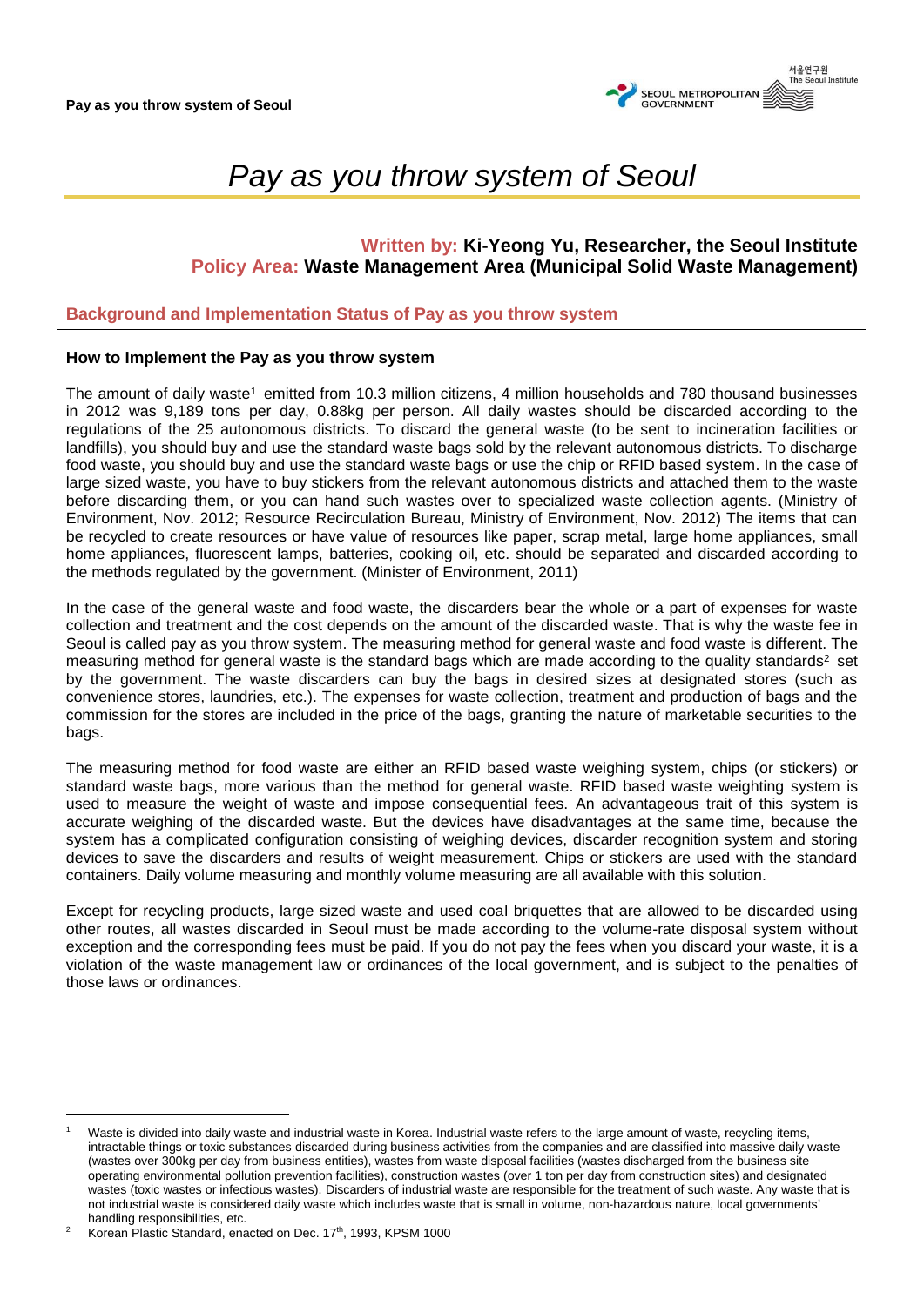# *Pay as you throw system of Seoul*

**Written by: Ki-Yeong Yu, Researcher, the Seoul Institute**
**Policy Area: Waste Management Area (Municipal Solid Waste Management)**

## Background and Implementation Status of Pay as you throw system

### How to Implement the Pay as you throw system

The amount of daily waste[1] emitted from 10.3 million citizens, 4 million households and 780 thousand businesses in 2012 was 9,189 tons per day, 0.88kg per person. All daily wastes should be discarded according to the regulations of the 25 autonomous districts. To discard the general waste (to be sent to incineration facilities or landfills), you should buy and use the standard waste bags sold by the relevant autonomous districts. To discharge food waste, you should buy and use the standard waste bags or use the chip or RFID based system. In the case of large sized waste, you have to buy stickers from the relevant autonomous districts and attached them to the waste before discarding them, or you can hand such wastes over to specialized waste collection agents. (Ministry of Environment, Nov. 2012; Resource Recirculation Bureau, Ministry of Environment, Nov. 2012) The items that can be recycled to create resources or have value of resources like paper, scrap metal, large home appliances, small home appliances, fluorescent lamps, batteries, cooking oil, etc. should be separated and discarded according to the methods regulated by the government. (Minister of Environment, 2011)

In the case of the general waste and food waste, the discarders bear the whole or a part of expenses for waste collection and treatment and the cost depends on the amount of the discarded waste. That is why the waste fee in Seoul is called pay as you throw system. The measuring method for general waste and food waste is different. The measuring method for general waste is the standard bags which are made according to the quality standards[2] set by the government. The waste discarders can buy the bags in desired sizes at designated stores (such as convenience stores, laundries, etc.). The expenses for waste collection, treatment and production of bags and the commission for the stores are included in the price of the bags, granting the nature of marketable securities to the bags.

The measuring method for food waste are either an RFID based waste weighing system, chips (or stickers) or standard waste bags, more various than the method for general waste. RFID based waste weighting system is used to measure the weight of waste and impose consequential fees. An advantageous trait of this system is accurate weighing of the discarded waste. But the devices have disadvantages at the same time, because the system has a complicated configuration consisting of weighing devices, discarder recognition system and storing devices to save the discarders and results of weight measurement. Chips or stickers are used with the standard containers. Daily volume measuring and monthly volume measuring are all available with this solution.

Except for recycling products, large sized waste and used coal briquettes that are allowed to be discarded using other routes, all wastes discarded in Seoul must be made according to the volume-rate disposal system without exception and the corresponding fees must be paid. If you do not pay the fees when you discard your waste, it is a violation of the waste management law or ordinances of the local government, and is subject to the penalties of those laws or ordinances.

---

[1] Waste is divided into daily waste and industrial waste in Korea. Industrial waste refers to the large amount of waste, recycling items, intractable things or toxic substances discarded during business activities from the companies and are classified into massive daily waste (wastes over 300kg per day from business entities), wastes from waste disposal facilities (wastes discharged from the business site operating environmental pollution prevention facilities), construction wastes (over 1 ton per day from construction sites) and designated wastes (toxic wastes or infectious wastes). Discarders of industrial waste are responsible for the treatment of such waste. Any waste that is not industrial waste is considered daily waste which includes waste that is small in volume, non-hazardous nature, local governments' handling responsibilities, etc.

[2] Korean Plastic Standard, enacted on Dec. 17th, 1993, KPSM 1000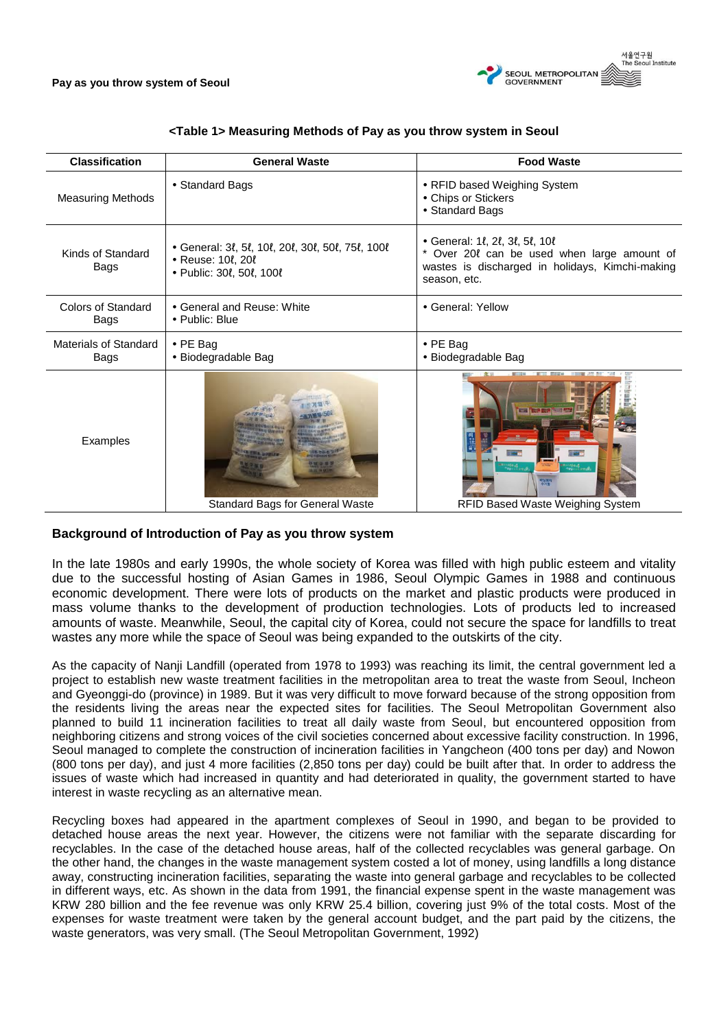**<Table 1> Measuring Methods of Pay as you throw system in Seoul**

| Classification | General Waste | Food Waste |
|---|---|---|
| Measuring Methods | • Standard Bags | • RFID based Weighing System<br>• Chips or Stickers<br>• Standard Bags |
| Kinds of Standard Bags | • General: 3ℓ, 5ℓ, 10ℓ, 20ℓ, 30ℓ, 50ℓ, 75ℓ, 100ℓ<br>• Reuse: 10ℓ, 20ℓ<br>• Public: 30ℓ, 50ℓ, 100ℓ | • General: 1ℓ, 2ℓ, 3ℓ, 5ℓ, 10ℓ<br>* Over 20ℓ can be used when large amount of wastes is discharged in holidays, Kimchi-making season, etc. |
| Colors of Standard Bags | • General and Reuse: White<br>• Public: Blue | • General: Yellow |
| Materials of Standard Bags | • PE Bag<br>• Biodegradable Bag | • PE Bag<br>• Biodegradable Bag |
| Examples | Standard Bags for General Waste | RFID Based Waste Weighing System |

## Background of Introduction of Pay as you throw system

In the late 1980s and early 1990s, the whole society of Korea was filled with high public esteem and vitality due to the successful hosting of Asian Games in 1986, Seoul Olympic Games in 1988 and continuous economic development. There were lots of products on the market and plastic products were produced in mass volume thanks to the development of production technologies. Lots of products led to increased amounts of waste. Meanwhile, Seoul, the capital city of Korea, could not secure the space for landfills to treat wastes any more while the space of Seoul was being expanded to the outskirts of the city.

As the capacity of Nanji Landfill (operated from 1978 to 1993) was reaching its limit, the central government led a project to establish new waste treatment facilities in the metropolitan area to treat the waste from Seoul, Incheon and Gyeonggi-do (province) in 1989. But it was very difficult to move forward because of the strong opposition from the residents living the areas near the expected sites for facilities. The Seoul Metropolitan Government also planned to build 11 incineration facilities to treat all daily waste from Seoul, but encountered opposition from neighboring citizens and strong voices of the civil societies concerned about excessive facility construction. In 1996, Seoul managed to complete the construction of incineration facilities in Yangcheon (400 tons per day) and Nowon (800 tons per day), and just 4 more facilities (2,850 tons per day) could be built after that. In order to address the issues of waste which had increased in quantity and had deteriorated in quality, the government started to have interest in waste recycling as an alternative mean.

Recycling boxes had appeared in the apartment complexes of Seoul in 1990, and began to be provided to detached house areas the next year. However, the citizens were not familiar with the separate discarding for recyclables. In the case of the detached house areas, half of the collected recyclables was general garbage. On the other hand, the changes in the waste management system costed a lot of money, using landfills a long distance away, constructing incineration facilities, separating the waste into general garbage and recyclables to be collected in different ways, etc. As shown in the data from 1991, the financial expense spent in the waste management was KRW 280 billion and the fee revenue was only KRW 25.4 billion, covering just 9% of the total costs. Most of the expenses for waste treatment were taken by the general account budget, and the part paid by the citizens, the waste generators, was very small. (The Seoul Metropolitan Government, 1992)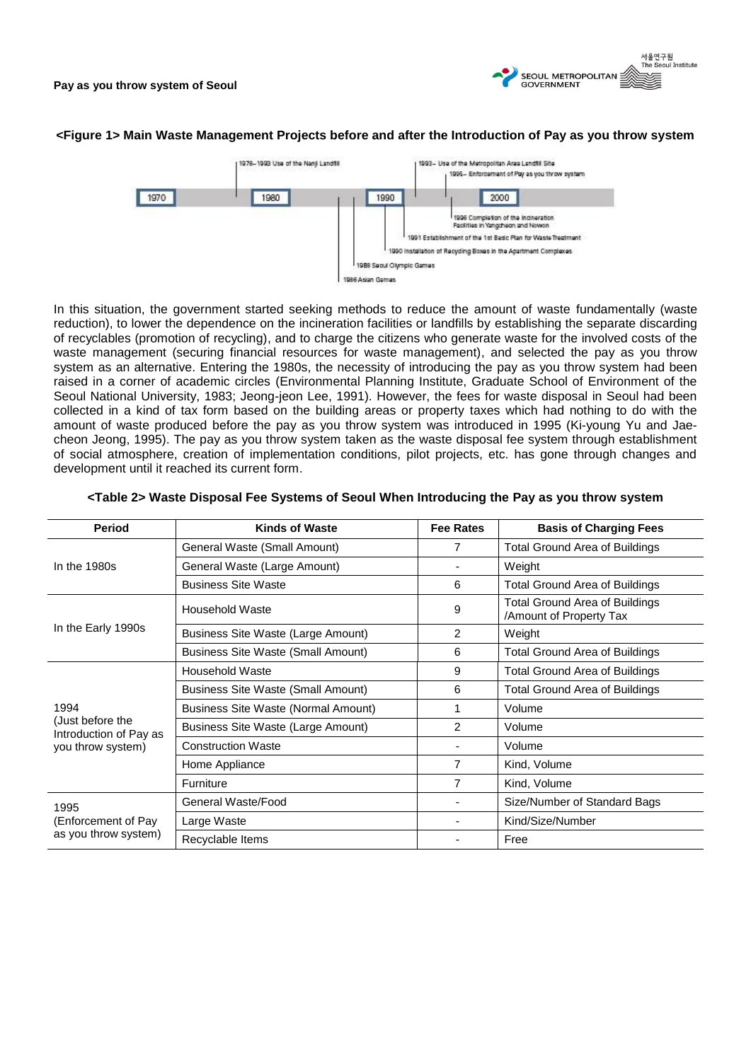**<Figure 1> Main Waste Management Projects before and after the Introduction of Pay as you throw system**

1970 | 1980 | 1990 | 2000

- 1978~1993 Use of the Nanji Landfill
- 1986 Asian Games
- 1988 Seoul Olympic Games
- 1990 Installation of Recycling Boxes in the Apartment Complexes
- 1991 Establishment of the 1st Basic Plan for Waste Treatment
- 1993~ Use of the Metropolitan Area Landfill Site
- 1995~ Enforcement of Pay as you throw system
- 1996 Completion of the Incineration Facilities in Yangcheon and Nowon

In this situation, the government started seeking methods to reduce the amount of waste fundamentally (waste reduction), to lower the dependence on the incineration facilities or landfills by establishing the separate discarding of recyclables (promotion of recycling), and to charge the citizens who generate waste for the involved costs of the waste management (securing financial resources for waste management), and selected the pay as you throw system as an alternative. Entering the 1980s, the necessity of introducing the pay as you throw system had been raised in a corner of academic circles (Environmental Planning Institute, Graduate School of Environment of the Seoul National University, 1983; Jeong-jeon Lee, 1991). However, the fees for waste disposal in Seoul had been collected in a kind of tax form based on the building areas or property taxes which had nothing to do with the amount of waste produced before the pay as you throw system was introduced in 1995 (Ki-young Yu and Jae-cheon Jeong, 1995). The pay as you throw system taken as the waste disposal fee system through establishment of social atmosphere, creation of implementation conditions, pilot projects, etc. has gone through changes and development until it reached its current form.

**<Table 2> Waste Disposal Fee Systems of Seoul When Introducing the Pay as you throw system**

| Period | Kinds of Waste | Fee Rates | Basis of Charging Fees |
|---|---|---|---|
| In the 1980s | General Waste (Small Amount) | 7 | Total Ground Area of Buildings |
| | General Waste (Large Amount) | - | Weight |
| | Business Site Waste | 6 | Total Ground Area of Buildings |
| In the Early 1990s | Household Waste | 9 | Total Ground Area of Buildings /Amount of Property Tax |
| | Business Site Waste (Large Amount) | 2 | Weight |
| | Business Site Waste (Small Amount) | 6 | Total Ground Area of Buildings |
| 1994 (Just before the Introduction of Pay as you throw system) | Household Waste | 9 | Total Ground Area of Buildings |
| | Business Site Waste (Small Amount) | 6 | Total Ground Area of Buildings |
| | Business Site Waste (Normal Amount) | 1 | Volume |
| | Business Site Waste (Large Amount) | 2 | Volume |
| | Construction Waste | - | Volume |
| | Home Appliance | 7 | Kind, Volume |
| | Furniture | 7 | Kind, Volume |
| 1995 (Enforcement of Pay as you throw system) | General Waste/Food | - | Size/Number of Standard Bags |
| | Large Waste | - | Kind/Size/Number |
| | Recyclable Items | - | Free |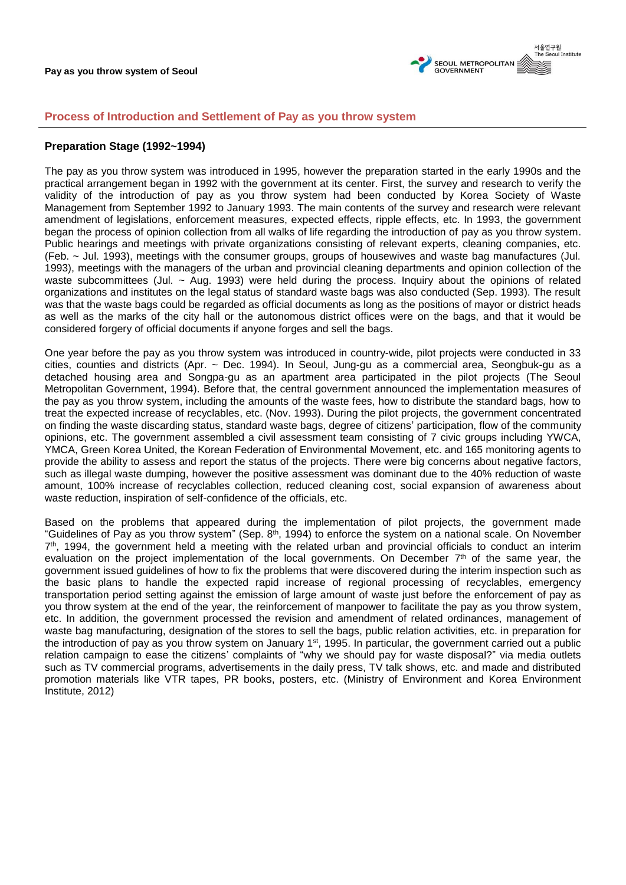## Process of Introduction and Settlement of Pay as you throw system

### Preparation Stage (1992~1994)

The pay as you throw system was introduced in 1995, however the preparation started in the early 1990s and the practical arrangement began in 1992 with the government at its center. First, the survey and research to verify the validity of the introduction of pay as you throw system had been conducted by Korea Society of Waste Management from September 1992 to January 1993. The main contents of the survey and research were relevant amendment of legislations, enforcement measures, expected effects, ripple effects, etc. In 1993, the government began the process of opinion collection from all walks of life regarding the introduction of pay as you throw system. Public hearings and meetings with private organizations consisting of relevant experts, cleaning companies, etc. (Feb. ~ Jul. 1993), meetings with the consumer groups, groups of housewives and waste bag manufactures (Jul. 1993), meetings with the managers of the urban and provincial cleaning departments and opinion collection of the waste subcommittees (Jul. ~ Aug. 1993) were held during the process. Inquiry about the opinions of related organizations and institutes on the legal status of standard waste bags was also conducted (Sep. 1993). The result was that the waste bags could be regarded as official documents as long as the positions of mayor or district heads as well as the marks of the city hall or the autonomous district offices were on the bags, and that it would be considered forgery of official documents if anyone forges and sell the bags.

One year before the pay as you throw system was introduced in country-wide, pilot projects were conducted in 33 cities, counties and districts (Apr. ~ Dec. 1994). In Seoul, Jung-gu as a commercial area, Seongbuk-gu as a detached housing area and Songpa-gu as an apartment area participated in the pilot projects (The Seoul Metropolitan Government, 1994). Before that, the central government announced the implementation measures of the pay as you throw system, including the amounts of the waste fees, how to distribute the standard bags, how to treat the expected increase of recyclables, etc. (Nov. 1993). During the pilot projects, the government concentrated on finding the waste discarding status, standard waste bags, degree of citizens' participation, flow of the community opinions, etc. The government assembled a civil assessment team consisting of 7 civic groups including YWCA, YMCA, Green Korea United, the Korean Federation of Environmental Movement, etc. and 165 monitoring agents to provide the ability to assess and report the status of the projects. There were big concerns about negative factors, such as illegal waste dumping, however the positive assessment was dominant due to the 40% reduction of waste amount, 100% increase of recyclables collection, reduced cleaning cost, social expansion of awareness about waste reduction, inspiration of self-confidence of the officials, etc.

Based on the problems that appeared during the implementation of pilot projects, the government made "Guidelines of Pay as you throw system" (Sep. 8th, 1994) to enforce the system on a national scale. On November 7th, 1994, the government held a meeting with the related urban and provincial officials to conduct an interim evaluation on the project implementation of the local governments. On December 7th of the same year, the government issued guidelines of how to fix the problems that were discovered during the interim inspection such as the basic plans to handle the expected rapid increase of regional processing of recyclables, emergency transportation period setting against the emission of large amount of waste just before the enforcement of pay as you throw system at the end of the year, the reinforcement of manpower to facilitate the pay as you throw system, etc. In addition, the government processed the revision and amendment of related ordinances, management of waste bag manufacturing, designation of the stores to sell the bags, public relation activities, etc. in preparation for the introduction of pay as you throw system on January 1st, 1995. In particular, the government carried out a public relation campaign to ease the citizens' complaints of "why we should pay for waste disposal?" via media outlets such as TV commercial programs, advertisements in the daily press, TV talk shows, etc. and made and distributed promotion materials like VTR tapes, PR books, posters, etc. (Ministry of Environment and Korea Environment Institute, 2012)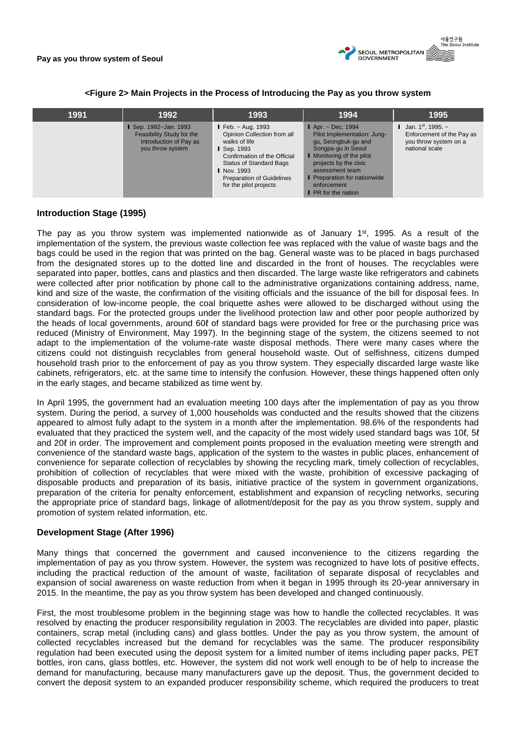**<Figure 2> Main Projects in the Process of Introducing the Pay as you throw system**

| 1991 | 1992 | 1993 | 1994 | 1995 |
|---|---|---|---|---|
| | ❙ Sep. 1992~Jan. 1993 Feasibility Study for the Introduction of Pay as you throw system | ❙ Feb. ~ Aug. 1993 Opinion Collection from all walks of life<br>❙ Sep. 1993 Confirmation of the Official Status of Standard Bags<br>❙ Nov. 1993 Preparation of Guidelines for the pilot projects | ❙ Apr. ~ Dec. 1994 Pilot Implementation: Jung-gu, Seongbuk-gu and Songpa-gu in Seoul<br>❙ Monitoring of the pilot projects by the civic assessment team<br>❙ Preparation for nationwide enforcement<br>❙ PR for the nation | ❙ Jan. 1st, 1995. ~ Enforcement of the Pay as you throw system on a national scale |

### Introduction Stage (1995)

The pay as you throw system was implemented nationwide as of January 1st, 1995. As a result of the implementation of the system, the previous waste collection fee was replaced with the value of waste bags and the bags could be used in the region that was printed on the bag. General waste was to be placed in bags purchased from the designated stores up to the dotted line and discarded in the front of houses. The recyclables were separated into paper, bottles, cans and plastics and then discarded. The large waste like refrigerators and cabinets were collected after prior notification by phone call to the administrative organizations containing address, name, kind and size of the waste, the confirmation of the visiting officials and the issuance of the bill for disposal fees. In consideration of low-income people, the coal briquette ashes were allowed to be discharged without using the standard bags. For the protected groups under the livelihood protection law and other poor people authorized by the heads of local governments, around 60ℓ of standard bags were provided for free or the purchasing price was reduced (Ministry of Environment, May 1997). In the beginning stage of the system, the citizens seemed to not adapt to the implementation of the volume-rate waste disposal methods. There were many cases where the citizens could not distinguish recyclables from general household waste. Out of selfishness, citizens dumped household trash prior to the enforcement of pay as you throw system. They especially discarded large waste like cabinets, refrigerators, etc. at the same time to intensify the confusion. However, these things happened often only in the early stages, and became stabilized as time went by.

In April 1995, the government had an evaluation meeting 100 days after the implementation of pay as you throw system. During the period, a survey of 1,000 households was conducted and the results showed that the citizens appeared to almost fully adapt to the system in a month after the implementation. 98.6% of the respondents had evaluated that they practiced the system well, and the capacity of the most widely used standard bags was 10ℓ, 5ℓ and 20ℓ in order. The improvement and complement points proposed in the evaluation meeting were strength and convenience of the standard waste bags, application of the system to the wastes in public places, enhancement of convenience for separate collection of recyclables by showing the recycling mark, timely collection of recyclables, prohibition of collection of recyclables that were mixed with the waste, prohibition of excessive packaging of disposable products and preparation of its basis, initiative practice of the system in government organizations, preparation of the criteria for penalty enforcement, establishment and expansion of recycling networks, securing the appropriate price of standard bags, linkage of allotment/deposit for the pay as you throw system, supply and promotion of system related information, etc.

### Development Stage (After 1996)

Many things that concerned the government and caused inconvenience to the citizens regarding the implementation of pay as you throw system. However, the system was recognized to have lots of positive effects, including the practical reduction of the amount of waste, facilitation of separate disposal of recyclables and expansion of social awareness on waste reduction from when it began in 1995 through its 20-year anniversary in 2015. In the meantime, the pay as you throw system has been developed and changed continuously.

First, the most troublesome problem in the beginning stage was how to handle the collected recyclables. It was resolved by enacting the producer responsibility regulation in 2003. The recyclables are divided into paper, plastic containers, scrap metal (including cans) and glass bottles. Under the pay as you throw system, the amount of collected recyclables increased but the demand for recyclables was the same. The producer responsibility regulation had been executed using the deposit system for a limited number of items including paper packs, PET bottles, iron cans, glass bottles, etc. However, the system did not work well enough to be of help to increase the demand for manufacturing, because many manufacturers gave up the deposit. Thus, the government decided to convert the deposit system to an expanded producer responsibility scheme, which required the producers to treat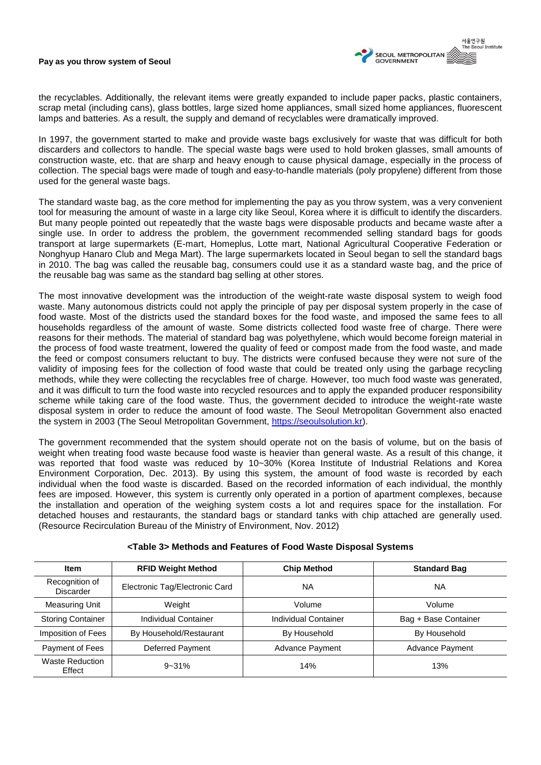the recyclables. Additionally, the relevant items were greatly expanded to include paper packs, plastic containers, scrap metal (including cans), glass bottles, large sized home appliances, small sized home appliances, fluorescent lamps and batteries. As a result, the supply and demand of recyclables were dramatically improved.

In 1997, the government started to make and provide waste bags exclusively for waste that was difficult for both discarders and collectors to handle. The special waste bags were used to hold broken glasses, small amounts of construction waste, etc. that are sharp and heavy enough to cause physical damage, especially in the process of collection. The special bags were made of tough and easy-to-handle materials (poly propylene) different from those used for the general waste bags.

The standard waste bag, as the core method for implementing the pay as you throw system, was a very convenient tool for measuring the amount of waste in a large city like Seoul, Korea where it is difficult to identify the discarders. But many people pointed out repeatedly that the waste bags were disposable products and became waste after a single use. In order to address the problem, the government recommended selling standard bags for goods transport at large supermarkets (E-mart, Homeplus, Lotte mart, National Agricultural Cooperative Federation or Nonghyup Hanaro Club and Mega Mart). The large supermarkets located in Seoul began to sell the standard bags in 2010. The bag was called the reusable bag, consumers could use it as a standard waste bag, and the price of the reusable bag was same as the standard bag selling at other stores.

The most innovative development was the introduction of the weight-rate waste disposal system to weigh food waste. Many autonomous districts could not apply the principle of pay per disposal system properly in the case of food waste. Most of the districts used the standard boxes for the food waste, and imposed the same fees to all households regardless of the amount of waste. Some districts collected food waste free of charge. There were reasons for their methods. The material of standard bag was polyethylene, which would become foreign material in the process of food waste treatment, lowered the quality of feed or compost made from the food waste, and made the feed or compost consumers reluctant to buy. The districts were confused because they were not sure of the validity of imposing fees for the collection of food waste that could be treated only using the garbage recycling methods, while they were collecting the recyclables free of charge. However, too much food waste was generated, and it was difficult to turn the food waste into recycled resources and to apply the expanded producer responsibility scheme while taking care of the food waste. Thus, the government decided to introduce the weight-rate waste disposal system in order to reduce the amount of food waste. The Seoul Metropolitan Government also enacted the system in 2003 (The Seoul Metropolitan Government, https://seoulsolution.kr).

The government recommended that the system should operate not on the basis of volume, but on the basis of weight when treating food waste because food waste is heavier than general waste. As a result of this change, it was reported that food waste was reduced by 10~30% (Korea Institute of Industrial Relations and Korea Environment Corporation, Dec. 2013). By using this system, the amount of food waste is recorded by each individual when the food waste is discarded. Based on the recorded information of each individual, the monthly fees are imposed. However, this system is currently only operated in a portion of apartment complexes, because the installation and operation of the weighing system costs a lot and requires space for the installation. For detached houses and restaurants, the standard bags or standard tanks with chip attached are generally used. (Resource Recirculation Bureau of the Ministry of Environment, Nov. 2012)

**<Table 3> Methods and Features of Food Waste Disposal Systems**

| Item | RFID Weight Method | Chip Method | Standard Bag |
|---|---|---|---|
| Recognition of Discarder | Electronic Tag/Electronic Card | NA | NA |
| Measuring Unit | Weight | Volume | Volume |
| Storing Container | Individual Container | Individual Container | Bag + Base Container |
| Imposition of Fees | By Household/Restaurant | By Household | By Household |
| Payment of Fees | Deferred Payment | Advance Payment | Advance Payment |
| Waste Reduction Effect | 9~31% | 14% | 13% |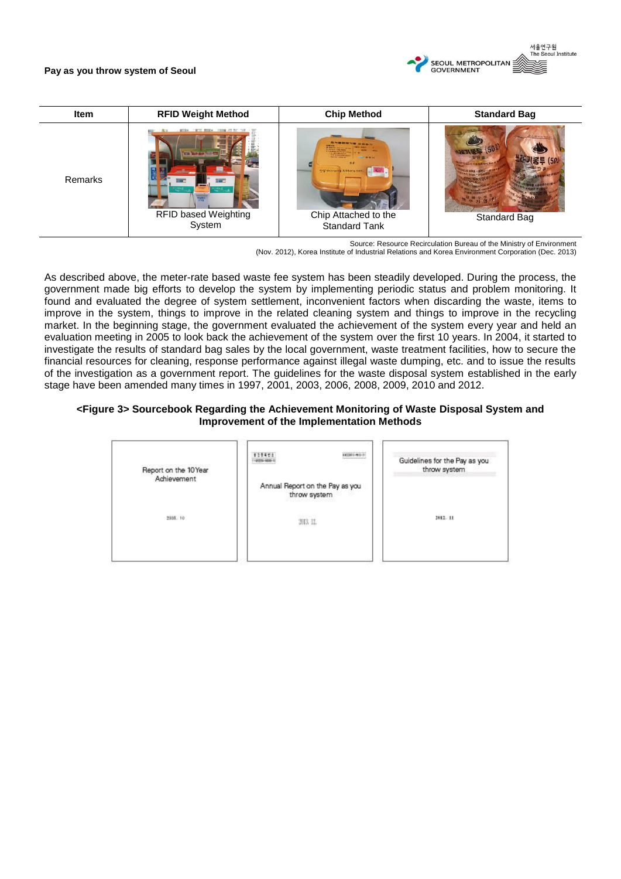| Item | RFID Weight Method | Chip Method | Standard Bag |
|---|---|---|---|
| Remarks | RFID based Weighting System | Chip Attached to the Standard Tank | Standard Bag |

Source: Resource Recirculation Bureau of the Ministry of Environment (Nov. 2012), Korea Institute of Industrial Relations and Korea Environment Corporation (Dec. 2013)

As described above, the meter-rate based waste fee system has been steadily developed. During the process, the government made big efforts to develop the system by implementing periodic status and problem monitoring. It found and evaluated the degree of system settlement, inconvenient factors when discarding the waste, items to improve in the system, things to improve in the related cleaning system and things to improve in the recycling market. In the beginning stage, the government evaluated the achievement of the system every year and held an evaluation meeting in 2005 to look back the achievement of the system over the first 10 years. In 2004, it started to investigate the results of standard bag sales by the local government, waste treatment facilities, how to secure the financial resources for cleaning, response performance against illegal waste dumping, etc. and to issue the results of the investigation as a government report. The guidelines for the waste disposal system established in the early stage have been amended many times in 1997, 2001, 2003, 2006, 2008, 2009, 2010 and 2012.

**<Figure 3> Sourcebook Regarding the Achievement Monitoring of Waste Disposal System and Improvement of the Implementation Methods**

| Report on the 10Year Achievement | Annual Report on the Pay as you throw system | Guidelines for the Pay as you throw system |
|---|---|---|
| 2005. 10 | 2013. 12. | 2012. 11 |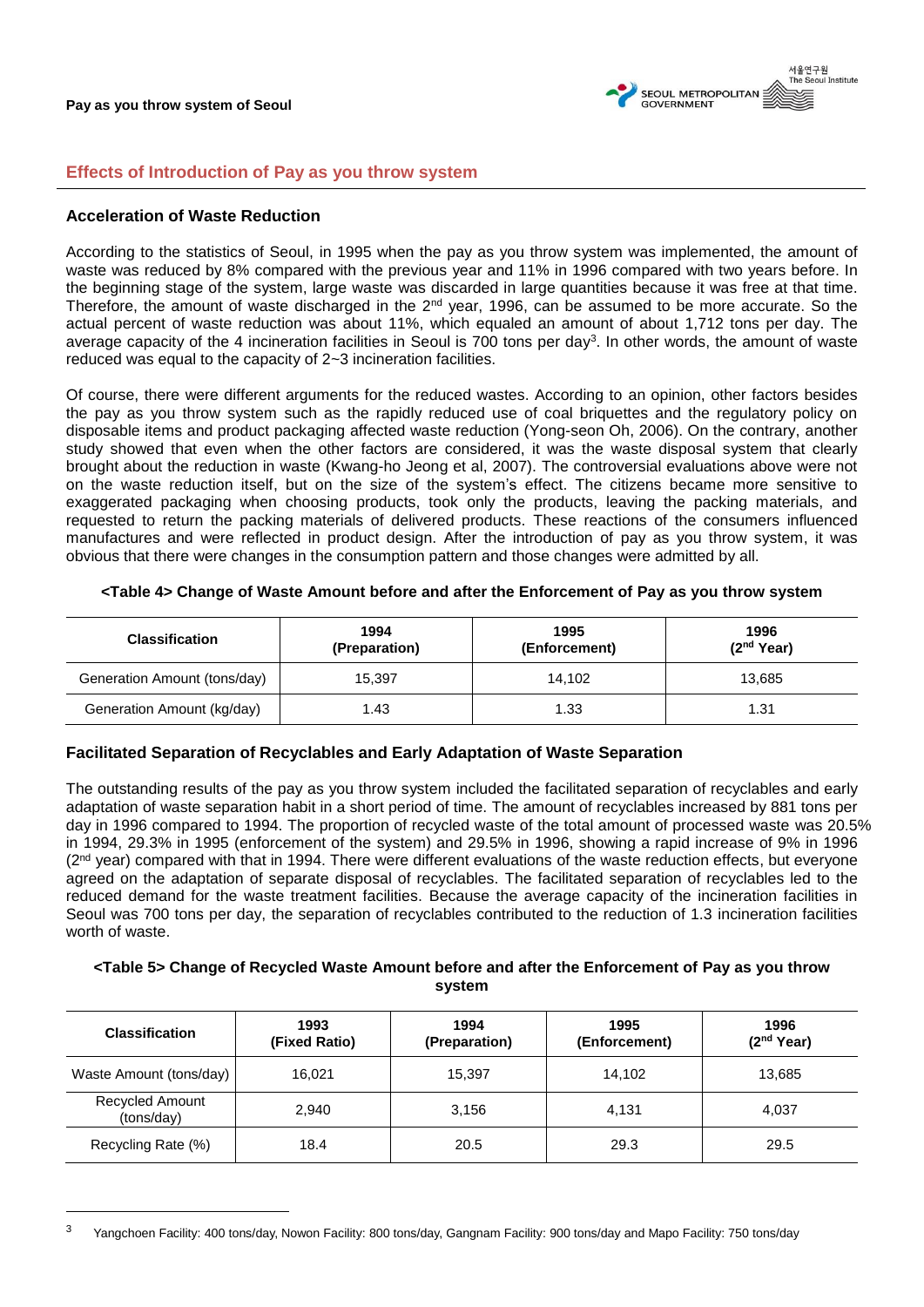## Effects of Introduction of Pay as you throw system

### Acceleration of Waste Reduction

According to the statistics of Seoul, in 1995 when the pay as you throw system was implemented, the amount of waste was reduced by 8% compared with the previous year and 11% in 1996 compared with two years before. In the beginning stage of the system, large waste was discarded in large quantities because it was free at that time. Therefore, the amount of waste discharged in the 2nd year, 1996, can be assumed to be more accurate. So the actual percent of waste reduction was about 11%, which equaled an amount of about 1,712 tons per day. The average capacity of the 4 incineration facilities in Seoul is 700 tons per day[3]. In other words, the amount of waste reduced was equal to the capacity of 2~3 incineration facilities.

Of course, there were different arguments for the reduced wastes. According to an opinion, other factors besides the pay as you throw system such as the rapidly reduced use of coal briquettes and the regulatory policy on disposable items and product packaging affected waste reduction (Yong-seon Oh, 2006). On the contrary, another study showed that even when the other factors are considered, it was the waste disposal system that clearly brought about the reduction in waste (Kwang-ho Jeong et al, 2007). The controversial evaluations above were not on the waste reduction itself, but on the size of the system's effect. The citizens became more sensitive to exaggerated packaging when choosing products, took only the products, leaving the packing materials, and requested to return the packing materials of delivered products. These reactions of the consumers influenced manufactures and were reflected in product design. After the introduction of pay as you throw system, it was obvious that there were changes in the consumption pattern and those changes were admitted by all.

**<Table 4> Change of Waste Amount before and after the Enforcement of Pay as you throw system**

| Classification | 1994 (Preparation) | 1995 (Enforcement) | 1996 (2nd Year) |
|---|---|---|---|
| Generation Amount (tons/day) | 15,397 | 14,102 | 13,685 |
| Generation Amount (kg/day) | 1.43 | 1.33 | 1.31 |

### Facilitated Separation of Recyclables and Early Adaptation of Waste Separation

The outstanding results of the pay as you throw system included the facilitated separation of recyclables and early adaptation of waste separation habit in a short period of time. The amount of recyclables increased by 881 tons per day in 1996 compared to 1994. The proportion of recycled waste of the total amount of processed waste was 20.5% in 1994, 29.3% in 1995 (enforcement of the system) and 29.5% in 1996, showing a rapid increase of 9% in 1996 (2nd year) compared with that in 1994. There were different evaluations of the waste reduction effects, but everyone agreed on the adaptation of separate disposal of recyclables. The facilitated separation of recyclables led to the reduced demand for the waste treatment facilities. Because the average capacity of the incineration facilities in Seoul was 700 tons per day, the separation of recyclables contributed to the reduction of 1.3 incineration facilities worth of waste.

**<Table 5> Change of Recycled Waste Amount before and after the Enforcement of Pay as you throw system**

| Classification | 1993 (Fixed Ratio) | 1994 (Preparation) | 1995 (Enforcement) | 1996 (2nd Year) |
|---|---|---|---|---|
| Waste Amount (tons/day) | 16,021 | 15,397 | 14,102 | 13,685 |
| Recycled Amount (tons/day) | 2,940 | 3,156 | 4,131 | 4,037 |
| Recycling Rate (%) | 18.4 | 20.5 | 29.3 | 29.5 |

[3] Yangchoen Facility: 400 tons/day, Nowon Facility: 800 tons/day, Gangnam Facility: 900 tons/day and Mapo Facility: 750 tons/day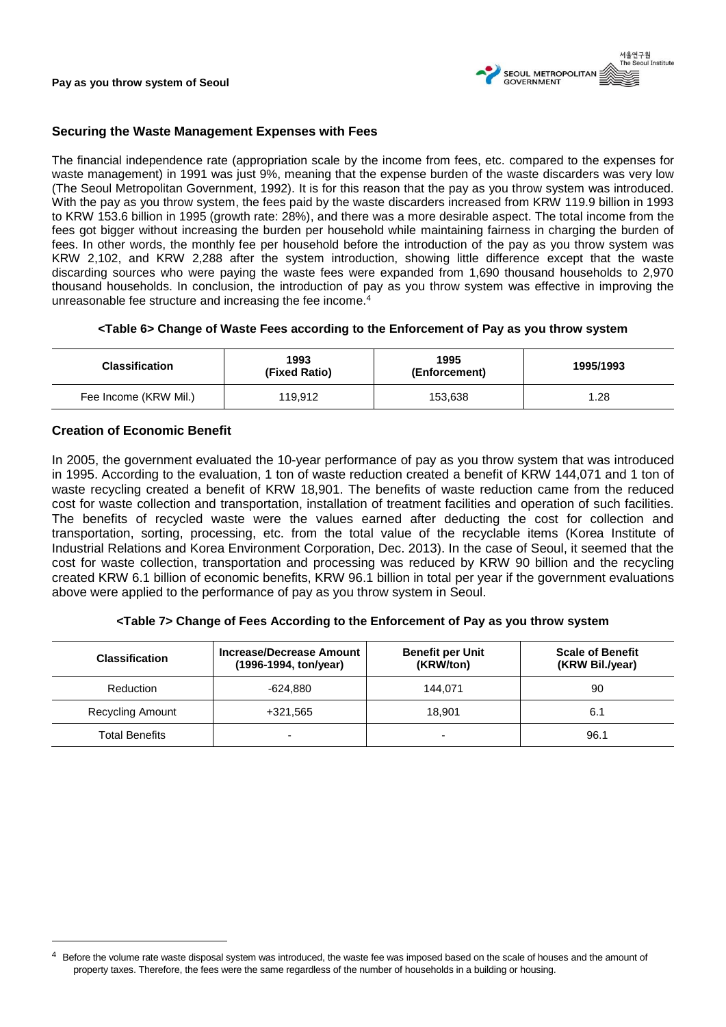## Securing the Waste Management Expenses with Fees

The financial independence rate (appropriation scale by the income from fees, etc. compared to the expenses for waste management) in 1991 was just 9%, meaning that the expense burden of the waste discarders was very low (The Seoul Metropolitan Government, 1992). It is for this reason that the pay as you throw system was introduced. With the pay as you throw system, the fees paid by the waste discarders increased from KRW 119.9 billion in 1993 to KRW 153.6 billion in 1995 (growth rate: 28%), and there was a more desirable aspect. The total income from the fees got bigger without increasing the burden per household while maintaining fairness in charging the burden of fees. In other words, the monthly fee per household before the introduction of the pay as you throw system was KRW 2,102, and KRW 2,288 after the system introduction, showing little difference except that the waste discarding sources who were paying the waste fees were expanded from 1,690 thousand households to 2,970 thousand households. In conclusion, the introduction of pay as you throw system was effective in improving the unreasonable fee structure and increasing the fee income.[4]

**<Table 6> Change of Waste Fees according to the Enforcement of Pay as you throw system**

| Classification | 1993 (Fixed Ratio) | 1995 (Enforcement) | 1995/1993 |
|---|---|---|---|
| Fee Income (KRW Mil.) | 119,912 | 153,638 | 1.28 |

## Creation of Economic Benefit

In 2005, the government evaluated the 10-year performance of pay as you throw system that was introduced in 1995. According to the evaluation, 1 ton of waste reduction created a benefit of KRW 144,071 and 1 ton of waste recycling created a benefit of KRW 18,901. The benefits of waste reduction came from the reduced cost for waste collection and transportation, installation of treatment facilities and operation of such facilities. The benefits of recycled waste were the values earned after deducting the cost for collection and transportation, sorting, processing, etc. from the total value of the recyclable items (Korea Institute of Industrial Relations and Korea Environment Corporation, Dec. 2013). In the case of Seoul, it seemed that the cost for waste collection, transportation and processing was reduced by KRW 90 billion and the recycling created KRW 6.1 billion of economic benefits, KRW 96.1 billion in total per year if the government evaluations above were applied to the performance of pay as you throw system in Seoul.

**<Table 7> Change of Fees According to the Enforcement of Pay as you throw system**

| Classification | Increase/Decrease Amount (1996-1994, ton/year) | Benefit per Unit (KRW/ton) | Scale of Benefit (KRW Bil./year) |
|---|---|---|---|
| Reduction | -624,880 | 144,071 | 90 |
| Recycling Amount | +321,565 | 18,901 | 6.1 |
| Total Benefits | - | - | 96.1 |

---

[4] Before the volume rate waste disposal system was introduced, the waste fee was imposed based on the scale of houses and the amount of property taxes. Therefore, the fees were the same regardless of the number of households in a building or housing.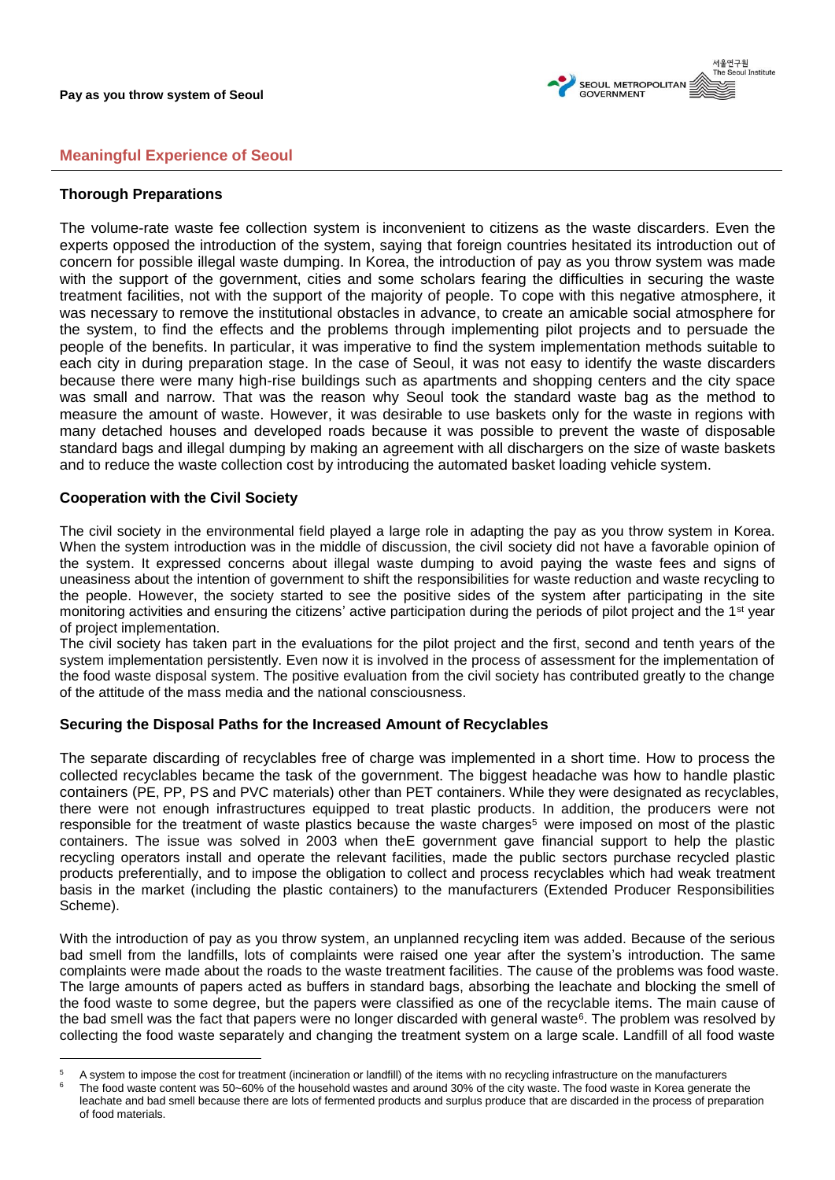## Meaningful Experience of Seoul

### Thorough Preparations

The volume-rate waste fee collection system is inconvenient to citizens as the waste discarders. Even the experts opposed the introduction of the system, saying that foreign countries hesitated its introduction out of concern for possible illegal waste dumping. In Korea, the introduction of pay as you throw system was made with the support of the government, cities and some scholars fearing the difficulties in securing the waste treatment facilities, not with the support of the majority of people. To cope with this negative atmosphere, it was necessary to remove the institutional obstacles in advance, to create an amicable social atmosphere for the system, to find the effects and the problems through implementing pilot projects and to persuade the people of the benefits. In particular, it was imperative to find the system implementation methods suitable to each city in during preparation stage. In the case of Seoul, it was not easy to identify the waste discarders because there were many high-rise buildings such as apartments and shopping centers and the city space was small and narrow. That was the reason why Seoul took the standard waste bag as the method to measure the amount of waste. However, it was desirable to use baskets only for the waste in regions with many detached houses and developed roads because it was possible to prevent the waste of disposable standard bags and illegal dumping by making an agreement with all dischargers on the size of waste baskets and to reduce the waste collection cost by introducing the automated basket loading vehicle system.

### Cooperation with the Civil Society

The civil society in the environmental field played a large role in adapting the pay as you throw system in Korea. When the system introduction was in the middle of discussion, the civil society did not have a favorable opinion of the system. It expressed concerns about illegal waste dumping to avoid paying the waste fees and signs of uneasiness about the intention of government to shift the responsibilities for waste reduction and waste recycling to the people. However, the society started to see the positive sides of the system after participating in the site monitoring activities and ensuring the citizens' active participation during the periods of pilot project and the 1st year of project implementation.

The civil society has taken part in the evaluations for the pilot project and the first, second and tenth years of the system implementation persistently. Even now it is involved in the process of assessment for the implementation of the food waste disposal system. The positive evaluation from the civil society has contributed greatly to the change of the attitude of the mass media and the national consciousness.

### Securing the Disposal Paths for the Increased Amount of Recyclables

The separate discarding of recyclables free of charge was implemented in a short time. How to process the collected recyclables became the task of the government. The biggest headache was how to handle plastic containers (PE, PP, PS and PVC materials) other than PET containers. While they were designated as recyclables, there were not enough infrastructures equipped to treat plastic products. In addition, the producers were not responsible for the treatment of waste plastics because the waste charges[5] were imposed on most of the plastic containers. The issue was solved in 2003 when theE government gave financial support to help the plastic recycling operators install and operate the relevant facilities, made the public sectors purchase recycled plastic products preferentially, and to impose the obligation to collect and process recyclables which had weak treatment basis in the market (including the plastic containers) to the manufacturers (Extended Producer Responsibilities Scheme).

With the introduction of pay as you throw system, an unplanned recycling item was added. Because of the serious bad smell from the landfills, lots of complaints were raised one year after the system's introduction. The same complaints were made about the roads to the waste treatment facilities. The cause of the problems was food waste. The large amounts of papers acted as buffers in standard bags, absorbing the leachate and blocking the smell of the food waste to some degree, but the papers were classified as one of the recyclable items. The main cause of the bad smell was the fact that papers were no longer discarded with general waste[6]. The problem was resolved by collecting the food waste separately and changing the treatment system on a large scale. Landfill of all food waste

---

[5] A system to impose the cost for treatment (incineration or landfill) of the items with no recycling infrastructure on the manufacturers

[6] The food waste content was 50~60% of the household wastes and around 30% of the city waste. The food waste in Korea generate the leachate and bad smell because there are lots of fermented products and surplus produce that are discarded in the process of preparation of food materials.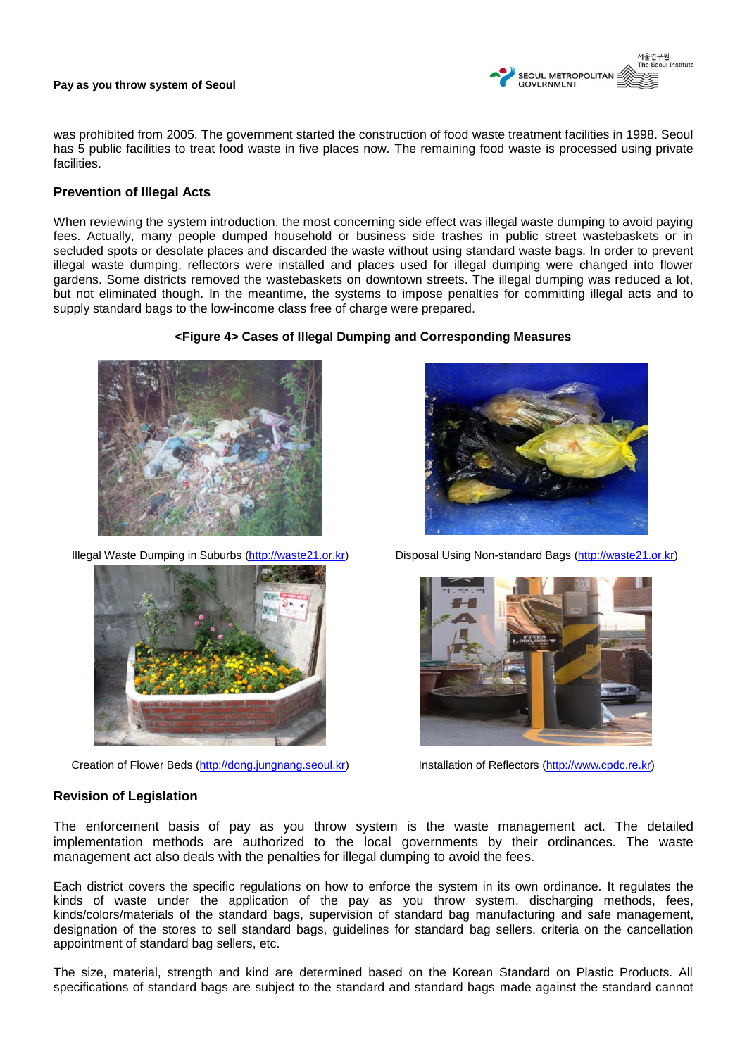was prohibited from 2005. The government started the construction of food waste treatment facilities in 1998. Seoul has 5 public facilities to treat food waste in five places now. The remaining food waste is processed using private facilities.

### Prevention of Illegal Acts

When reviewing the system introduction, the most concerning side effect was illegal waste dumping to avoid paying fees. Actually, many people dumped household or business side trashes in public street wastebaskets or in secluded spots or desolate places and discarded the waste without using standard waste bags. In order to prevent illegal waste dumping, reflectors were installed and places used for illegal dumping were changed into flower gardens. Some districts removed the wastebaskets on downtown streets. The illegal dumping was reduced a lot, but not eliminated though. In the meantime, the systems to impose penalties for committing illegal acts and to supply standard bags to the low-income class free of charge were prepared.

**<Figure 4> Cases of Illegal Dumping and Corresponding Measures**

Illegal Waste Dumping in Suburbs (http://waste21.or.kr)

Disposal Using Non-standard Bags (http://waste21.or.kr)

Creation of Flower Beds (http://dong.jungnang.seoul.kr)

Installation of Reflectors (http://www.cpdc.re.kr)

### Revision of Legislation

The enforcement basis of pay as you throw system is the waste management act. The detailed implementation methods are authorized to the local governments by their ordinances. The waste management act also deals with the penalties for illegal dumping to avoid the fees.

Each district covers the specific regulations on how to enforce the system in its own ordinance. It regulates the kinds of waste under the application of the pay as you throw system, discharging methods, fees, kinds/colors/materials of the standard bags, supervision of standard bag manufacturing and safe management, designation of the stores to sell standard bags, guidelines for standard bag sellers, criteria on the cancellation appointment of standard bag sellers, etc.

The size, material, strength and kind are determined based on the Korean Standard on Plastic Products. All specifications of standard bags are subject to the standard and standard bags made against the standard cannot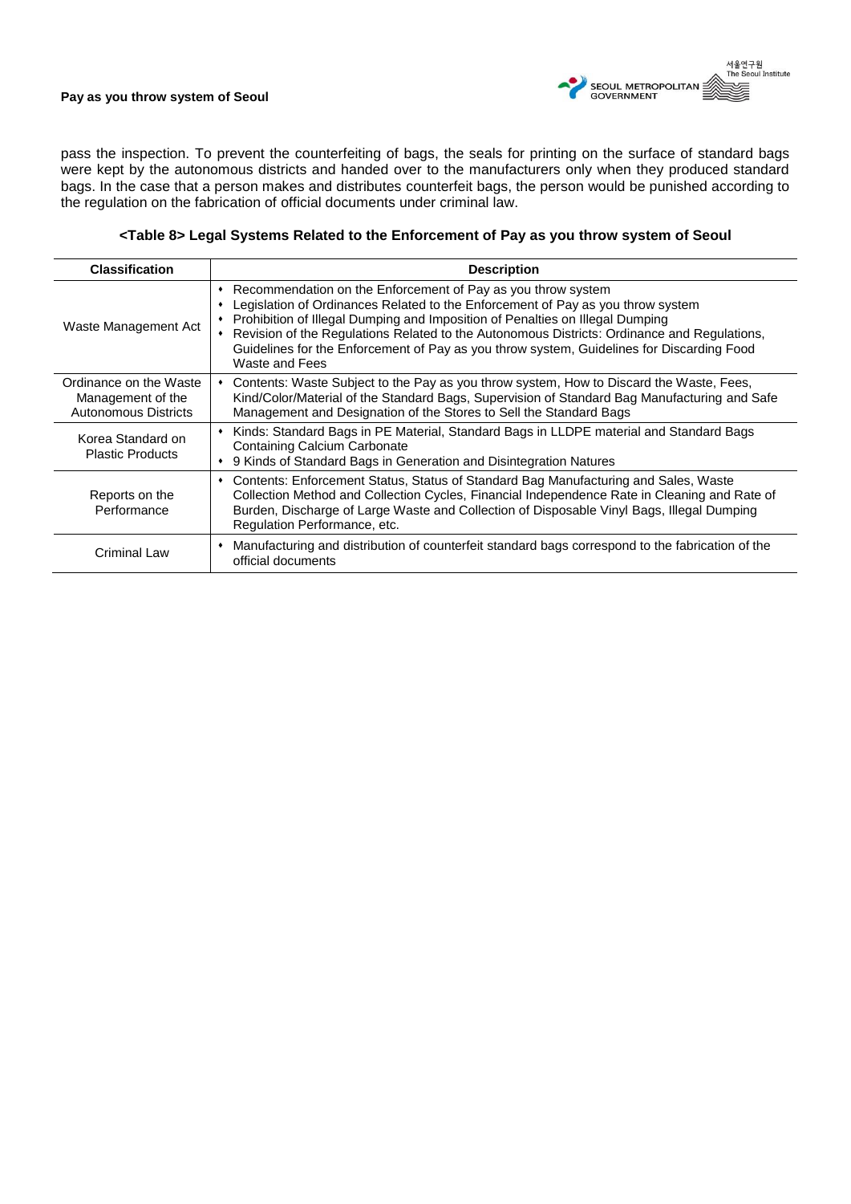pass the inspection. To prevent the counterfeiting of bags, the seals for printing on the surface of standard bags were kept by the autonomous districts and handed over to the manufacturers only when they produced standard bags. In the case that a person makes and distributes counterfeit bags, the person would be punished according to the regulation on the fabrication of official documents under criminal law.

**<Table 8> Legal Systems Related to the Enforcement of Pay as you throw system of Seoul**

| Classification | Description |
|---|---|
| Waste Management Act | • Recommendation on the Enforcement of Pay as you throw system<br>• Legislation of Ordinances Related to the Enforcement of Pay as you throw system<br>• Prohibition of Illegal Dumping and Imposition of Penalties on Illegal Dumping<br>• Revision of the Regulations Related to the Autonomous Districts: Ordinance and Regulations, Guidelines for the Enforcement of Pay as you throw system, Guidelines for Discarding Food Waste and Fees |
| Ordinance on the Waste Management of the Autonomous Districts | • Contents: Waste Subject to the Pay as you throw system, How to Discard the Waste, Fees, Kind/Color/Material of the Standard Bags, Supervision of Standard Bag Manufacturing and Safe Management and Designation of the Stores to Sell the Standard Bags |
| Korea Standard on Plastic Products | • Kinds: Standard Bags in PE Material, Standard Bags in LLDPE material and Standard Bags Containing Calcium Carbonate<br>• 9 Kinds of Standard Bags in Generation and Disintegration Natures |
| Reports on the Performance | • Contents: Enforcement Status, Status of Standard Bag Manufacturing and Sales, Waste Collection Method and Collection Cycles, Financial Independence Rate in Cleaning and Rate of Burden, Discharge of Large Waste and Collection of Disposable Vinyl Bags, Illegal Dumping Regulation Performance, etc. |
| Criminal Law | • Manufacturing and distribution of counterfeit standard bags correspond to the fabrication of the official documents |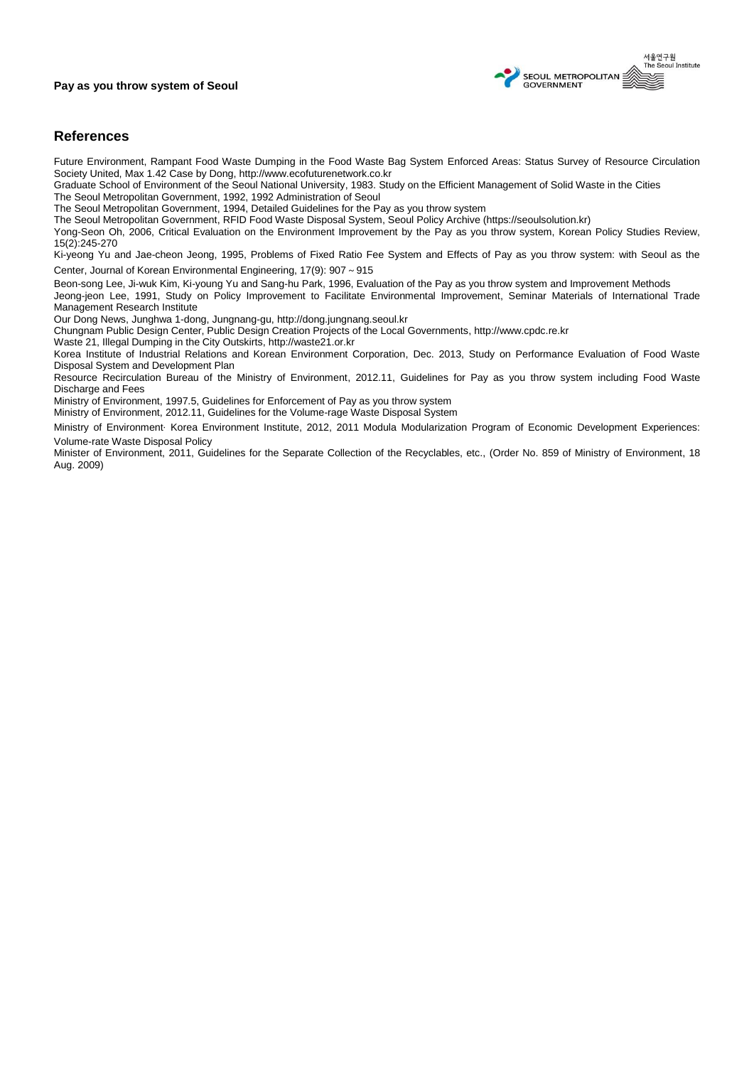## References

Future Environment, Rampant Food Waste Dumping in the Food Waste Bag System Enforced Areas: Status Survey of Resource Circulation Society United, Max 1.42 Case by Dong, http://www.ecofuturenetwork.co.kr

Graduate School of Environment of the Seoul National University, 1983. Study on the Efficient Management of Solid Waste in the Cities

The Seoul Metropolitan Government, 1992, 1992 Administration of Seoul

The Seoul Metropolitan Government, 1994, Detailed Guidelines for the Pay as you throw system

The Seoul Metropolitan Government, RFID Food Waste Disposal System, Seoul Policy Archive (https://seoulsolution.kr)

Yong-Seon Oh, 2006, Critical Evaluation on the Environment Improvement by the Pay as you throw system, Korean Policy Studies Review, 15(2):245-270

Ki-yeong Yu and Jae-cheon Jeong, 1995, Problems of Fixed Ratio Fee System and Effects of Pay as you throw system: with Seoul as the Center, Journal of Korean Environmental Engineering, 17(9): 907 ~ 915

Beon-song Lee, Ji-wuk Kim, Ki-young Yu and Sang-hu Park, 1996, Evaluation of the Pay as you throw system and Improvement Methods

Jeong-jeon Lee, 1991, Study on Policy Improvement to Facilitate Environmental Improvement, Seminar Materials of International Trade Management Research Institute

Our Dong News, Junghwa 1-dong, Jungnang-gu, http://dong.jungnang.seoul.kr

Chungnam Public Design Center, Public Design Creation Projects of the Local Governments, http://www.cpdc.re.kr

Waste 21, Illegal Dumping in the City Outskirts, http://waste21.or.kr

Korea Institute of Industrial Relations and Korean Environment Corporation, Dec. 2013, Study on Performance Evaluation of Food Waste Disposal System and Development Plan

Resource Recirculation Bureau of the Ministry of Environment, 2012.11, Guidelines for Pay as you throw system including Food Waste Discharge and Fees

Ministry of Environment, 1997.5, Guidelines for Enforcement of Pay as you throw system

Ministry of Environment, 2012.11, Guidelines for the Volume-rage Waste Disposal System

Ministry of Environment· Korea Environment Institute, 2012, 2011 Modula Modularization Program of Economic Development Experiences: Volume-rate Waste Disposal Policy

Minister of Environment, 2011, Guidelines for the Separate Collection of the Recyclables, etc., (Order No. 859 of Ministry of Environment, 18 Aug. 2009)